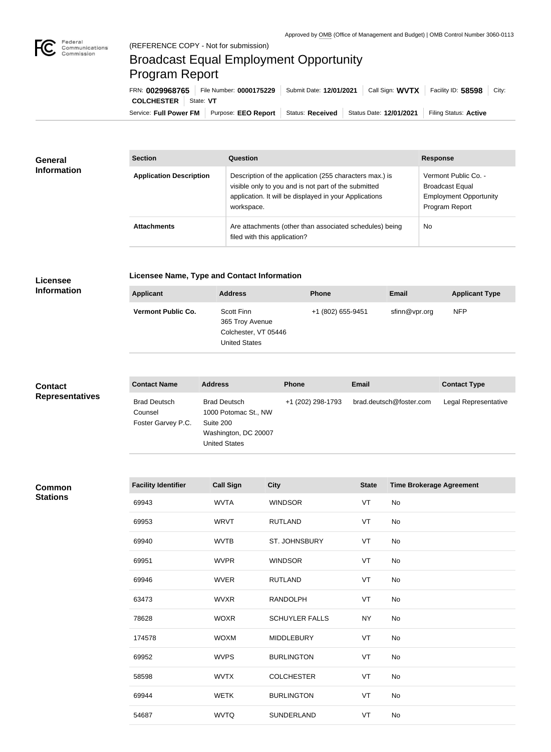Approved by OMB (Office of Management and Budget) | OMB Control Number 3060-0113

Federal Communications Commission

(REFERENCE COPY - Not for submission)

# Broadcast Equal Employment Opportunity Program Report

FRN: **0029968765** | File Number: **0000175229** | Submit Date: **12/01/2021** | Call Sign: **WVTX** | Facility ID: **58598** | City: **COLCHESTER** | State: **VT**

Service: **Full Power FM** | Purpose: **EEO Report** | Status: **Received** | Status Date: **12/01/2021** | Filing Status: **Active**

## General Information

| Section | Question | Response |
| --- | --- | --- |
| **Application Description** | Description of the application (255 characters max.) is visible only to you and is not part of the submitted application. It will be displayed in your Applications workspace. | Vermont Public Co. - Broadcast Equal Employment Opportunity Program Report |
| **Attachments** | Are attachments (other than associated schedules) being filed with this application? | No |

## Licensee Information

### Licensee Name, Type and Contact Information

| Applicant | Address | Phone | Email | Applicant Type |
| --- | --- | --- | --- | --- |
| **Vermont Public Co.** | Scott Finn<br>365 Troy Avenue<br>Colchester, VT 05446<br>United States | +1 (802) 655-9451 | sfinn@vpr.org | NFP |

## Contact Representatives

| Contact Name | Address | Phone | Email | Contact Type |
| --- | --- | --- | --- | --- |
| Brad Deutsch<br>Counsel<br>Foster Garvey P.C. | Brad Deutsch<br>1000 Potomac St., NW<br>Suite 200<br>Washington, DC 20007<br>United States | +1 (202) 298-1793 | brad.deutsch@foster.com | Legal Representative |

## Common Stations

| Facility Identifier | Call Sign | City | State | Time Brokerage Agreement |
| --- | --- | --- | --- | --- |
| 69943 | WVTA | WINDSOR | VT | No |
| 69953 | WRVT | RUTLAND | VT | No |
| 69940 | WVTB | ST. JOHNSBURY | VT | No |
| 69951 | WVPR | WINDSOR | VT | No |
| 69946 | WVER | RUTLAND | VT | No |
| 63473 | WVXR | RANDOLPH | VT | No |
| 78628 | WOXR | SCHUYLER FALLS | NY | No |
| 174578 | WOXM | MIDDLEBURY | VT | No |
| 69952 | WVPS | BURLINGTON | VT | No |
| 58598 | WVTX | COLCHESTER | VT | No |
| 69944 | WETK | BURLINGTON | VT | No |
| 54687 | WVTQ | SUNDERLAND | VT | No |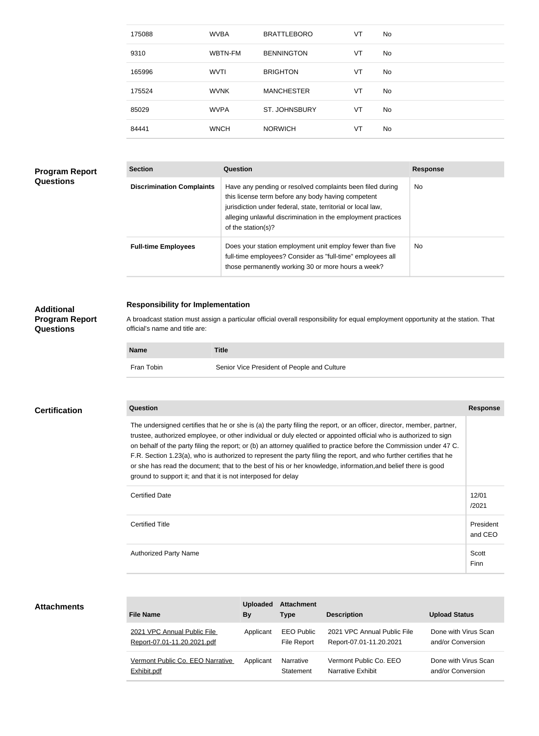| | | | | |
|---|---|---|---|---|
| 175088 | WVBA | BRATTLEBORO | VT | No |
| 9310 | WBTN-FM | BENNINGTON | VT | No |
| 165996 | WVTI | BRIGHTON | VT | No |
| 175524 | WVNK | MANCHESTER | VT | No |
| 85029 | WVPA | ST. JOHNSBURY | VT | No |
| 84441 | WNCH | NORWICH | VT | No |

## Program Report Questions

| Section | Question | Response |
|---|---|---|
| **Discrimination Complaints** | Have any pending or resolved complaints been filed during this license term before any body having competent jurisdiction under federal, state, territorial or local law, alleging unlawful discrimination in the employment practices of the station(s)? | No |
| **Full-time Employees** | Does your station employment unit employ fewer than five full-time employees? Consider as "full-time" employees all those permanently working 30 or more hours a week? | No |

## Additional Program Report Questions

### Responsibility for Implementation

A broadcast station must assign a particular official overall responsibility for equal employment opportunity at the station. That official's name and title are:

| Name | Title |
|---|---|
| Fran Tobin | Senior Vice President of People and Culture |

## Certification

| Question | Response |
|---|---|
| The undersigned certifies that he or she is (a) the party filing the report, or an officer, director, member, partner, trustee, authorized employee, or other individual or duly elected or appointed official who is authorized to sign on behalf of the party filing the report; or (b) an attorney qualified to practice before the Commission under 47 C.F.R. Section 1.23(a), who is authorized to represent the party filing the report, and who further certifies that he or she has read the document; that to the best of his or her knowledge, information,and belief there is good ground to support it; and that it is not interposed for delay | |
| Certified Date | 12/01/2021 |
| Certified Title | President and CEO |
| Authorized Party Name | Scott Finn |

## Attachments

| File Name | Uploaded By | Attachment Type | Description | Upload Status |
|---|---|---|---|---|
| 2021 VPC Annual Public File Report-07.01-11.20.2021.pdf | Applicant | EEO Public File Report | 2021 VPC Annual Public File Report-07.01-11.20.2021 | Done with Virus Scan and/or Conversion |
| Vermont Public Co. EEO Narrative Exhibit.pdf | Applicant | Narrative Statement | Vermont Public Co. EEO Narrative Exhibit | Done with Virus Scan and/or Conversion |